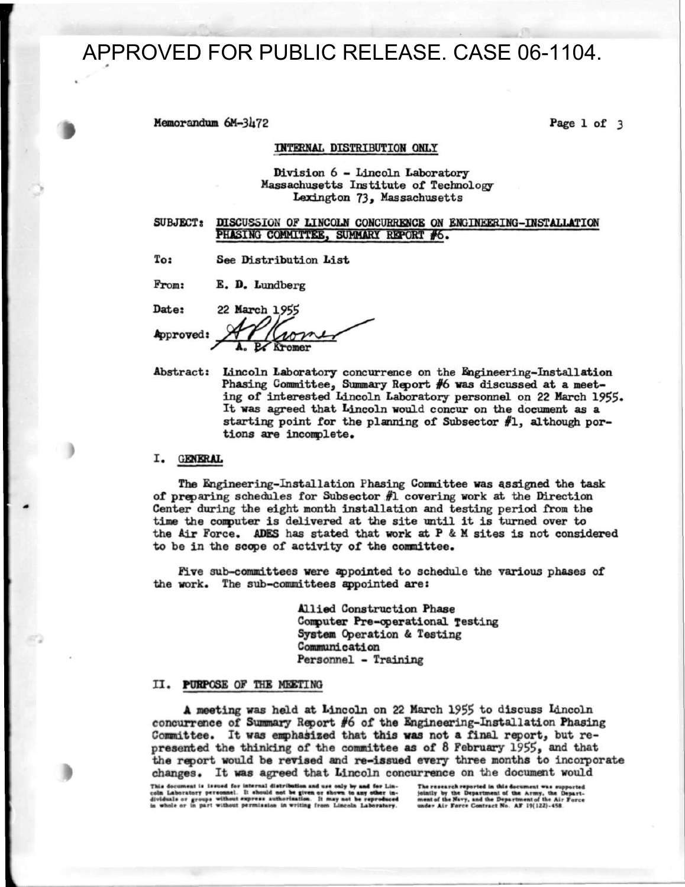APPROVED FOR PUBLIC RELEASE. CASE 06-1104.

Memorandum 6M-3472

INTERNAL DISTRIBUTION ONLY

Division 6 - Lincoln Laboratory
Massachusetts Institute of Technology
Lexington 73, Massachusetts

**SUBJECT: DISCUSSION OF LINCOLN CONCURRENCE ON ENGINEERING-INSTALLATION PHASING COMMITTEE, SUMMARY REPORT #6.**

To: See Distribution List

From: E. D. Lundberg

Date: 22 March 1955

Approved: A. P. Kromer

Abstract: Lincoln Laboratory concurrence on the Engineering-Installation Phasing Committee, Summary Report #6 was discussed at a meeting of interested Lincoln Laboratory personnel on 22 March 1955. It was agreed that Lincoln would concur on the document as a starting point for the planning of Subsector #1, although portions are incomplete.

## I. GENERAL

The Engineering-Installation Phasing Committee was assigned the task of preparing schedules for Subsector #1 covering work at the Direction Center during the eight month installation and testing period from the time the computer is delivered at the site until it is turned over to the Air Force. ADES has stated that work at P & M sites is not considered to be in the scope of activity of the committee.

Five sub-committees were appointed to schedule the various phases of the work. The sub-committees appointed are:

- Allied Construction Phase
- Computer Pre-operational Testing
- System Operation & Testing
- Communication
- Personnel - Training

## II. PURPOSE OF THE MEETING

A meeting was held at Lincoln on 22 March 1955 to discuss Lincoln concurrence of Summary Report #6 of the Engineering-Installation Phasing Committee. It was emphasized that this was not a final report, but represented the thinking of the committee as of 8 February 1955, and that the report would be revised and re-issued every three months to incorporate changes. It was agreed that Lincoln concurrence on the document would

This document is issued for internal distribution and use only by and for Lincoln Laboratory personnel. It should not be given or shown to any other individuals or groups without express authorization. It may not be reproduced in whole or in part without permission in writing from Lincoln Laboratory.

The research reported in this document was supported jointly by the Department of the Army, the Department of the Navy, and the Department of the Air Force under Air Force Contract No. AF 19(122)-458.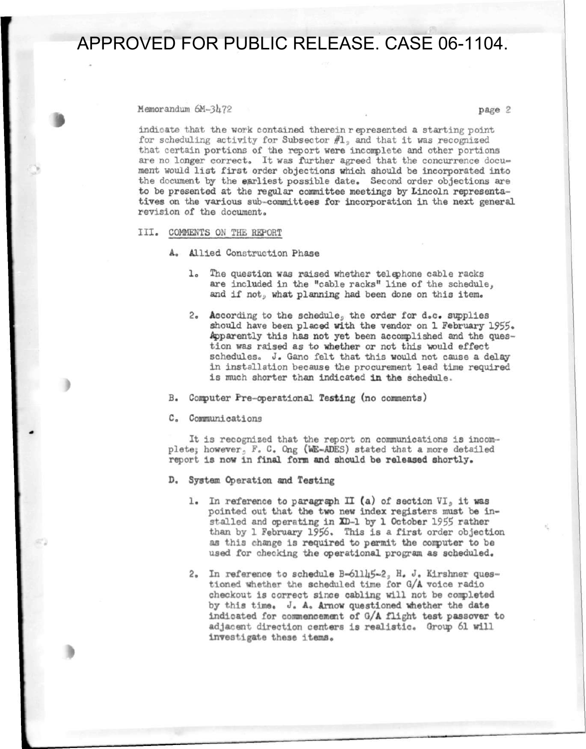indicate that the work contained therein represented a starting point for scheduling activity for Subsector #1, and that it was recognized that certain portions of the report were incomplete and other portions are no longer correct. It was further agreed that the concurrence document would list first order objections which should be incorporated into the document by the earliest possible date. Second order objections are to be presented at the regular committee meetings by Lincoln representatives on the various sub-committees for incorporation in the next general revision of the document.

## III. COMMENTS ON THE REPORT

### A. Allied Construction Phase

1. The question was raised whether telephone cable racks are included in the "cable racks" line of the schedule, and if not, what planning had been done on this item.

2. According to the schedule, the order for d.c. supplies should have been placed with the vendor on 1 February 1955. Apparently this has not yet been accomplished and the question was raised as to whether or not this would effect schedules. J. Gano felt that this would not cause a delay in installation because the procurement lead time required is much shorter than indicated in the schedule.

### B. Computer Pre-operational Testing (no comments)

### C. Communications

It is recognized that the report on communications is incomplete; however, F. C. Ong (WE-ADES) stated that a more detailed report is now in final form and should be released shortly.

### D. System Operation and Testing

1. In reference to paragraph II (a) of section VI, it was pointed out that the two new index registers must be installed and operating in XD-1 by 1 October 1955 rather than by 1 February 1956. This is a first order objection as this change is required to permit the computer to be used for checking the operational program as scheduled.

2. In reference to schedule B-61145-2, H. J. Kirshner questioned whether the scheduled time for G/A voice radio checkout is correct since cabling will not be completed by this time. J. A. Arnow questioned whether the date indicated for commencement of G/A flight test passover to adjacent direction centers is realistic. Group 61 will investigate these items.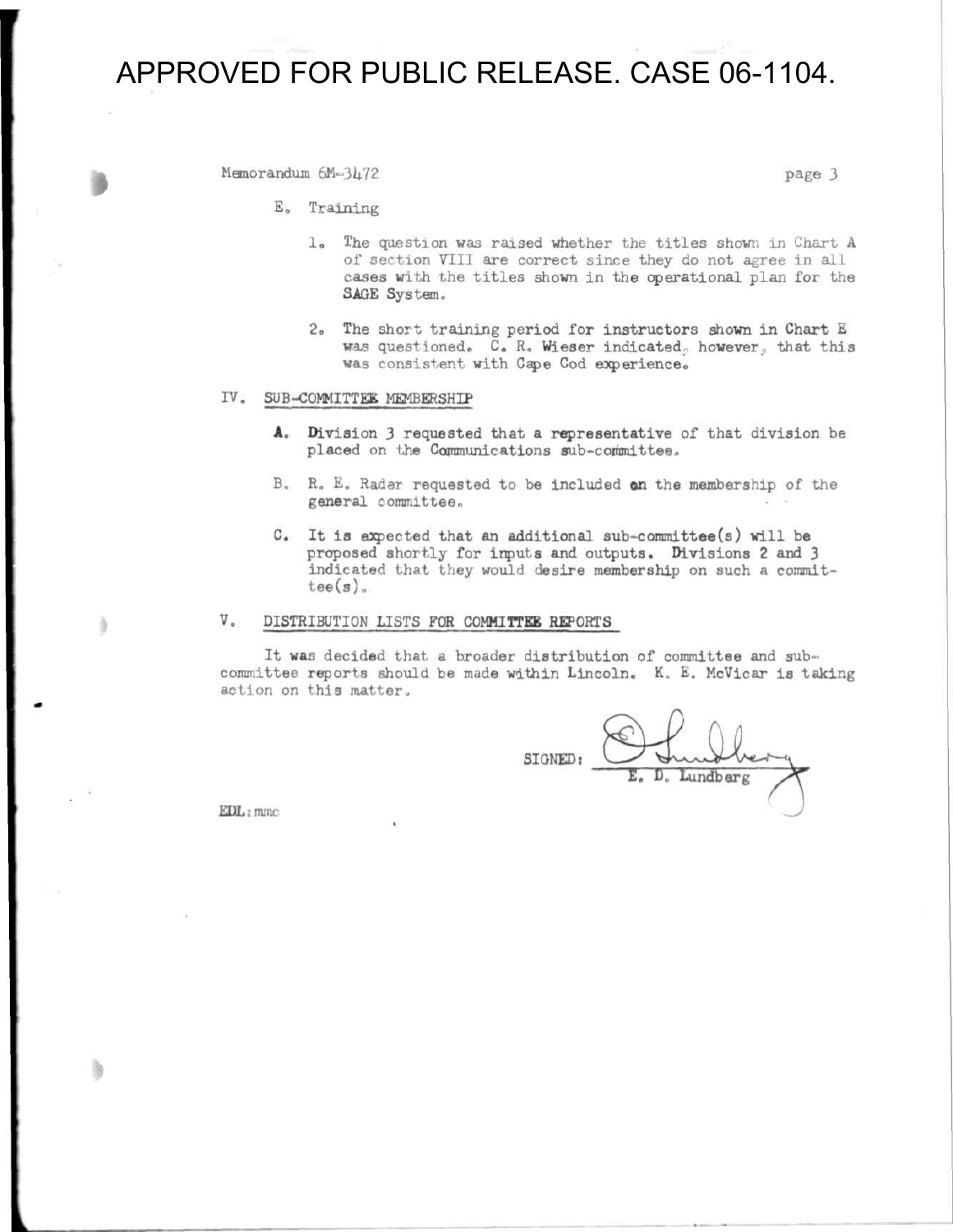APPROVED FOR PUBLIC RELEASE. CASE 06-1104.

Memorandum 6M-3472

E. Training

1. The question was raised whether the titles shown in Chart A of section VIII are correct since they do not agree in all cases with the titles shown in the operational plan for the SAGE System.

2. The short training period for instructors shown in Chart E was questioned. C. R. Wieser indicated, however, that this was consistent with Cape Cod experience.

## IV. SUB-COMMITTEE MEMBERSHIP

A. Division 3 requested that a representative of that division be placed on the Communications sub-committee.

B. R. E. Rader requested to be included on the membership of the general committee.

C. It is expected that an additional sub-committee(s) will be proposed shortly for inputs and outputs. Divisions 2 and 3 indicated that they would desire membership on such a committee(s).

## V. DISTRIBUTION LISTS FOR COMMITTEE REPORTS

It was decided that a broader distribution of committee and sub-committee reports should be made within Lincoln. K. E. McVicar is taking action on this matter.

SIGNED: E. D. Lundberg

EDL:mmc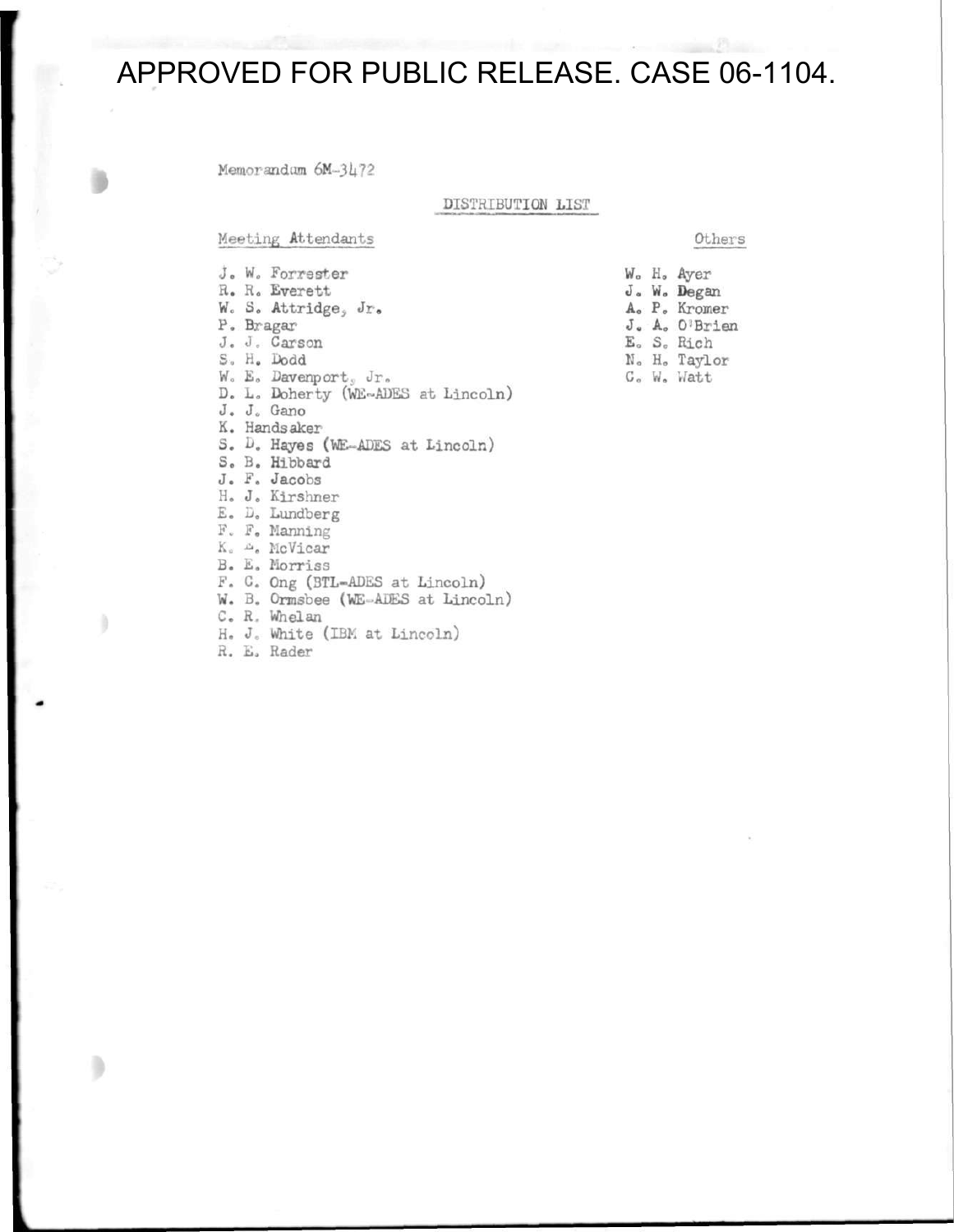APPROVED FOR PUBLIC RELEASE. CASE 06-1104.

Memorandum 6M-3472

DISTRIBUTION LIST

**Meeting Attendants**

J. W. Forrester
R. R. Everett
W. S. Attridge, Jr.
P. Bragar
J. J. Carson
S. H. Dodd
W. E. Davenport, Jr.
D. L. Doherty (WE-ADES at Lincoln)
J. J. Gano
K. Handsaker
S. D. Hayes (WE-ADES at Lincoln)
S. B. Hibbard
J. F. Jacobs
H. J. Kirshner
E. D. Lundberg
F. F. Manning
K. E. McVicar
B. E. Morriss
F. C. Ong (BTL-ADES at Lincoln)
W. B. Ormsbee (WE-ADES at Lincoln)
C. R. Whelan
H. J. White (IBM at Lincoln)
R. E. Rader

**Others**

W. H. Ayer
J. W. Degan
A. P. Kromer
J. A. O'Brien
E. S. Rich
N. H. Taylor
C. W. Watt